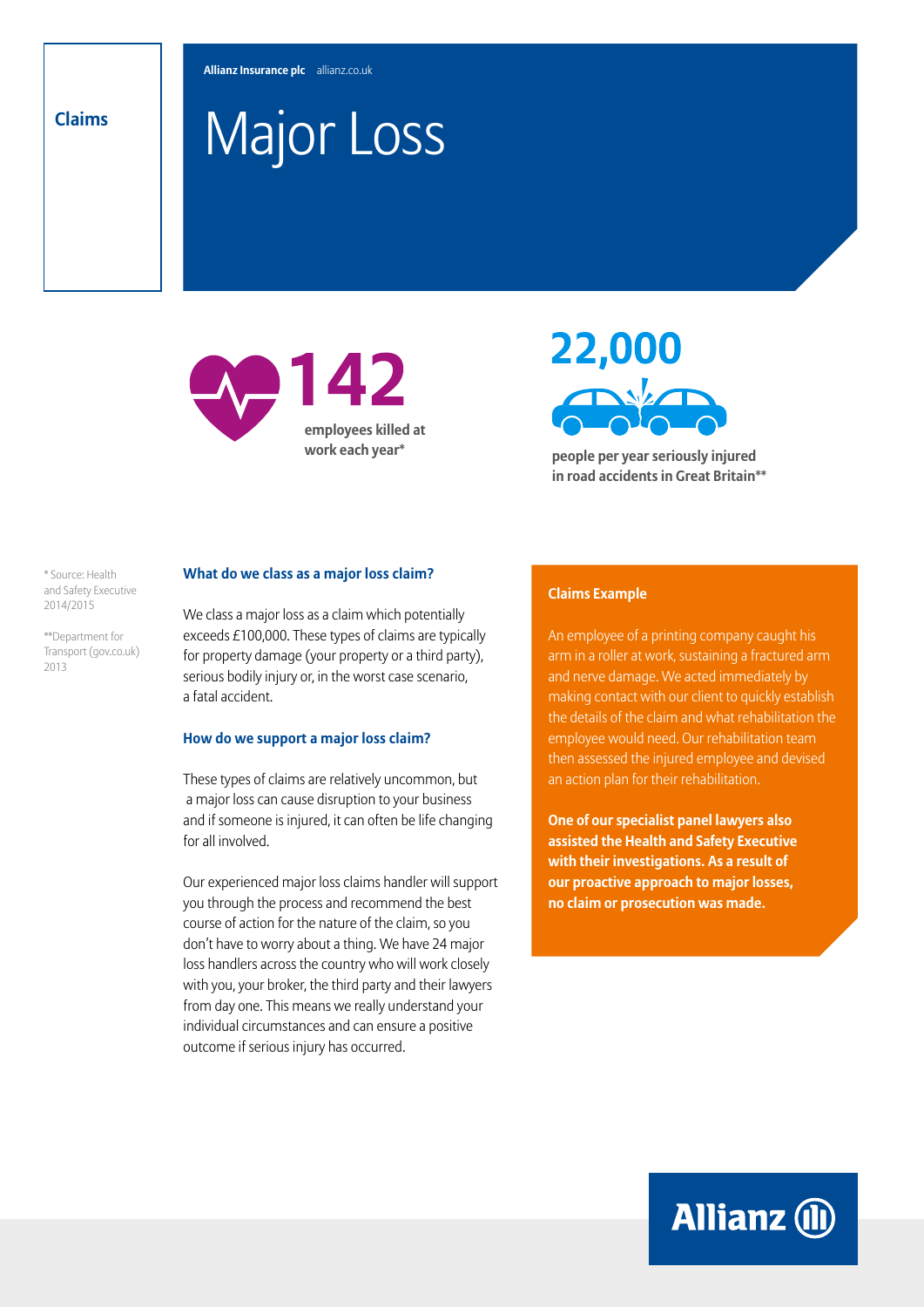Claims

Allianz Insurance plc allianz.co.uk

# Major Loss

**142**

**employees killed at work each year***

**22,000**

**people per year seriously injured in road accidents in Great Britain****

* Source: Health and Safety Executive 2014/2015

**Department for Transport (gov.co.uk) 2013

### What do we class as a major loss claim?

We class a major loss as a claim which potentially exceeds £100,000. These types of claims are typically for property damage (your property or a third party), serious bodily injury or, in the worst case scenario, a fatal accident.

### How do we support a major loss claim?

These types of claims are relatively uncommon, but a major loss can cause disruption to your business and if someone is injured, it can often be life changing for all involved.

Our experienced major loss claims handler will support you through the process and recommend the best course of action for the nature of the claim, so you don't have to worry about a thing. We have 24 major loss handlers across the country who will work closely with you, your broker, the third party and their lawyers from day one. This means we really understand your individual circumstances and can ensure a positive outcome if serious injury has occurred.

### Claims Example

An employee of a printing company caught his arm in a roller at work, sustaining a fractured arm and nerve damage. We acted immediately by making contact with our client to quickly establish the details of the claim and what rehabilitation the employee would need. Our rehabilitation team then assessed the injured employee and devised an action plan for their rehabilitation.

**One of our specialist panel lawyers also assisted the Health and Safety Executive with their investigations. As a result of our proactive approach to major losses, no claim or prosecution was made.**

Allianz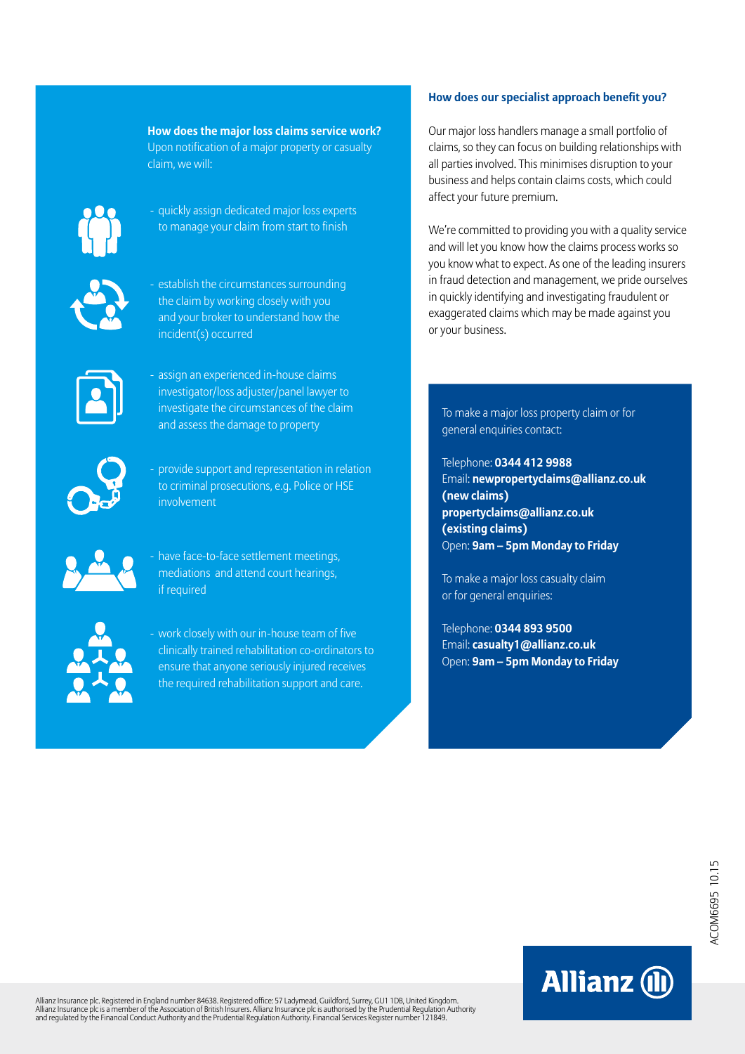## How does the major loss claims service work?

Upon notification of a major property or casualty claim, we will:

- quickly assign dedicated major loss experts to manage your claim from start to finish
- establish the circumstances surrounding the claim by working closely with you and your broker to understand how the incident(s) occurred
- assign an experienced in-house claims investigator/loss adjuster/panel lawyer to investigate the circumstances of the claim and assess the damage to property
- provide support and representation in relation to criminal prosecutions, e.g. Police or HSE involvement
- have face-to-face settlement meetings, mediations and attend court hearings, if required
- work closely with our in-house team of five clinically trained rehabilitation co-ordinators to ensure that anyone seriously injured receives the required rehabilitation support and care.

## How does our specialist approach benefit you?

Our major loss handlers manage a small portfolio of claims, so they can focus on building relationships with all parties involved. This minimises disruption to your business and helps contain claims costs, which could affect your future premium.

We're committed to providing you with a quality service and will let you know how the claims process works so you know what to expect. As one of the leading insurers in fraud detection and management, we pride ourselves in quickly identifying and investigating fraudulent or exaggerated claims which may be made against you or your business.

To make a major loss property claim or for general enquiries contact:

Telephone: **0344 412 9988**
Email: **newpropertyclaims@allianz.co.uk (new claims)**
**propertyclaims@allianz.co.uk (existing claims)**
Open: **9am – 5pm Monday to Friday**

To make a major loss casualty claim or for general enquiries:

Telephone: **0344 893 9500**
Email: **casualty1@allianz.co.uk**
Open: **9am – 5pm Monday to Friday**

ACOM6695 10.15

Allianz Insurance plc. Registered in England number 84638. Registered office: 57 Ladymead, Guildford, Surrey, GU1 1DB, United Kingdom. Allianz Insurance plc is a member of the Association of British Insurers. Allianz Insurance plc is authorised by the Prudential Regulation Authority and regulated by the Financial Conduct Authority and the Prudential Regulation Authority. Financial Services Register number 121849.